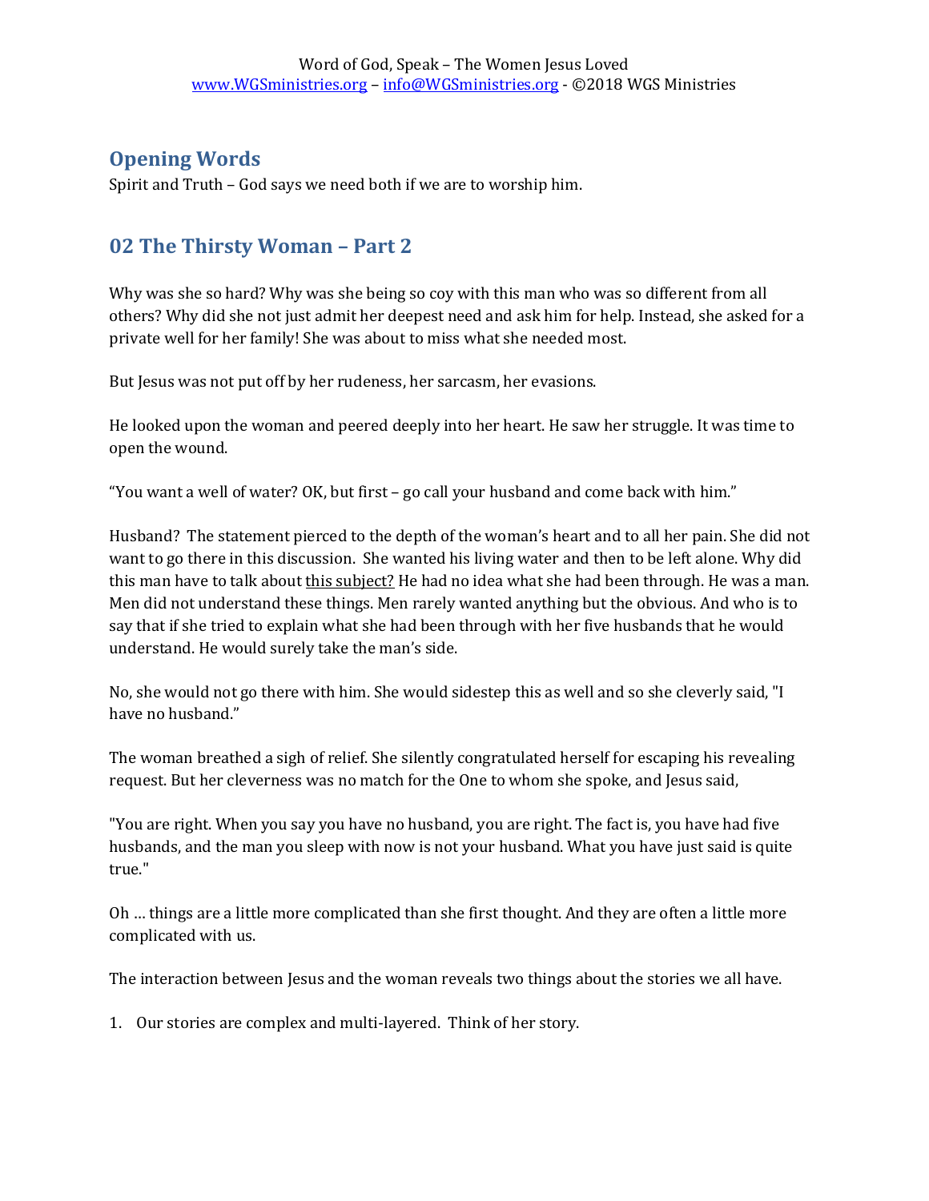## Opening Words

Spirit and Truth – God says we need both if we are to worship him.

## 02 The Thirsty Woman – Part 2

Why was she so hard? Why was she being so coy with this man who was so different from all others? Why did she not just admit her deepest need and ask him for help. Instead, she asked for a private well for her family! She was about to miss what she needed most.

But Jesus was not put off by her rudeness, her sarcasm, her evasions.

He looked upon the woman and peered deeply into her heart. He saw her struggle. It was time to open the wound.

"You want a well of water? OK, but first – go call your husband and come back with him."

Husband? The statement pierced to the depth of the woman's heart and to all her pain. She did not want to go there in this discussion. She wanted his living water and then to be left alone. Why did this man have to talk about <u>this subject?</u> He had no idea what she had been through. He was a man. Men did not understand these things. Men rarely wanted anything but the obvious. And who is to say that if she tried to explain what she had been through with her five husbands that he would understand. He would surely take the man's side.

No, she would not go there with him. She would sidestep this as well and so she cleverly said, "I have no husband."

The woman breathed a sigh of relief. She silently congratulated herself for escaping his revealing request. But her cleverness was no match for the One to whom she spoke, and Jesus said,

"You are right. When you say you have no husband, you are right. The fact is, you have had five husbands, and the man you sleep with now is not your husband. What you have just said is quite true."

Oh … things are a little more complicated than she first thought. And they are often a little more complicated with us.

The interaction between Jesus and the woman reveals two things about the stories we all have.

1. Our stories are complex and multi-layered. Think of her story.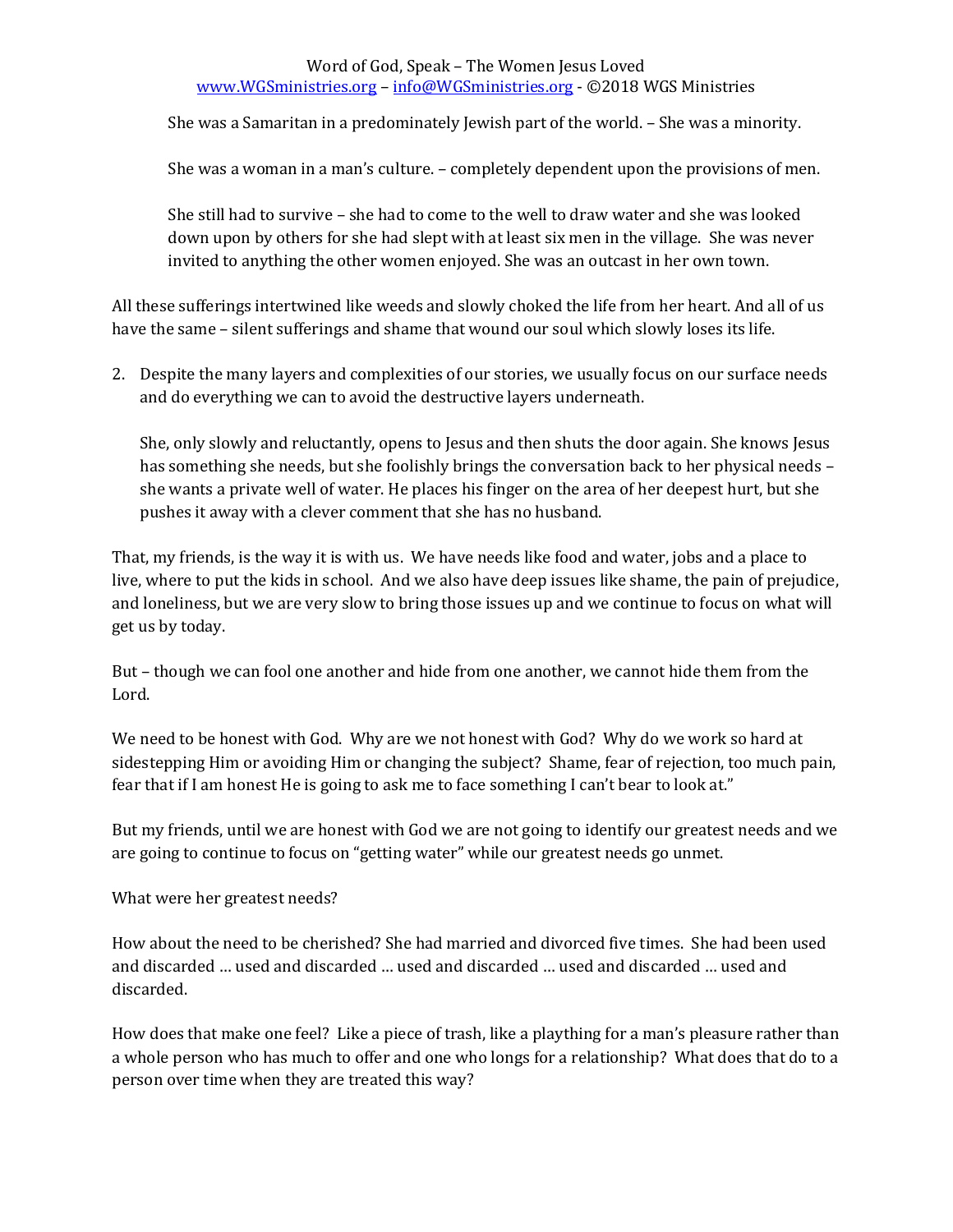She was a Samaritan in a predominately Jewish part of the world. – She was a minority.

She was a woman in a man's culture. – completely dependent upon the provisions of men.

She still had to survive – she had to come to the well to draw water and she was looked down upon by others for she had slept with at least six men in the village. She was never invited to anything the other women enjoyed. She was an outcast in her own town.

All these sufferings intertwined like weeds and slowly choked the life from her heart. And all of us have the same – silent sufferings and shame that wound our soul which slowly loses its life.

2. Despite the many layers and complexities of our stories, we usually focus on our surface needs and do everything we can to avoid the destructive layers underneath.

   She, only slowly and reluctantly, opens to Jesus and then shuts the door again. She knows Jesus has something she needs, but she foolishly brings the conversation back to her physical needs – she wants a private well of water. He places his finger on the area of her deepest hurt, but she pushes it away with a clever comment that she has no husband.

That, my friends, is the way it is with us. We have needs like food and water, jobs and a place to live, where to put the kids in school. And we also have deep issues like shame, the pain of prejudice, and loneliness, but we are very slow to bring those issues up and we continue to focus on what will get us by today.

But – though we can fool one another and hide from one another, we cannot hide them from the Lord.

We need to be honest with God. Why are we not honest with God? Why do we work so hard at sidestepping Him or avoiding Him or changing the subject? Shame, fear of rejection, too much pain, fear that if I am honest He is going to ask me to face something I can't bear to look at."

But my friends, until we are honest with God we are not going to identify our greatest needs and we are going to continue to focus on "getting water" while our greatest needs go unmet.

What were her greatest needs?

How about the need to be cherished? She had married and divorced five times. She had been used and discarded … used and discarded … used and discarded … used and discarded … used and discarded.

How does that make one feel? Like a piece of trash, like a plaything for a man's pleasure rather than a whole person who has much to offer and one who longs for a relationship? What does that do to a person over time when they are treated this way?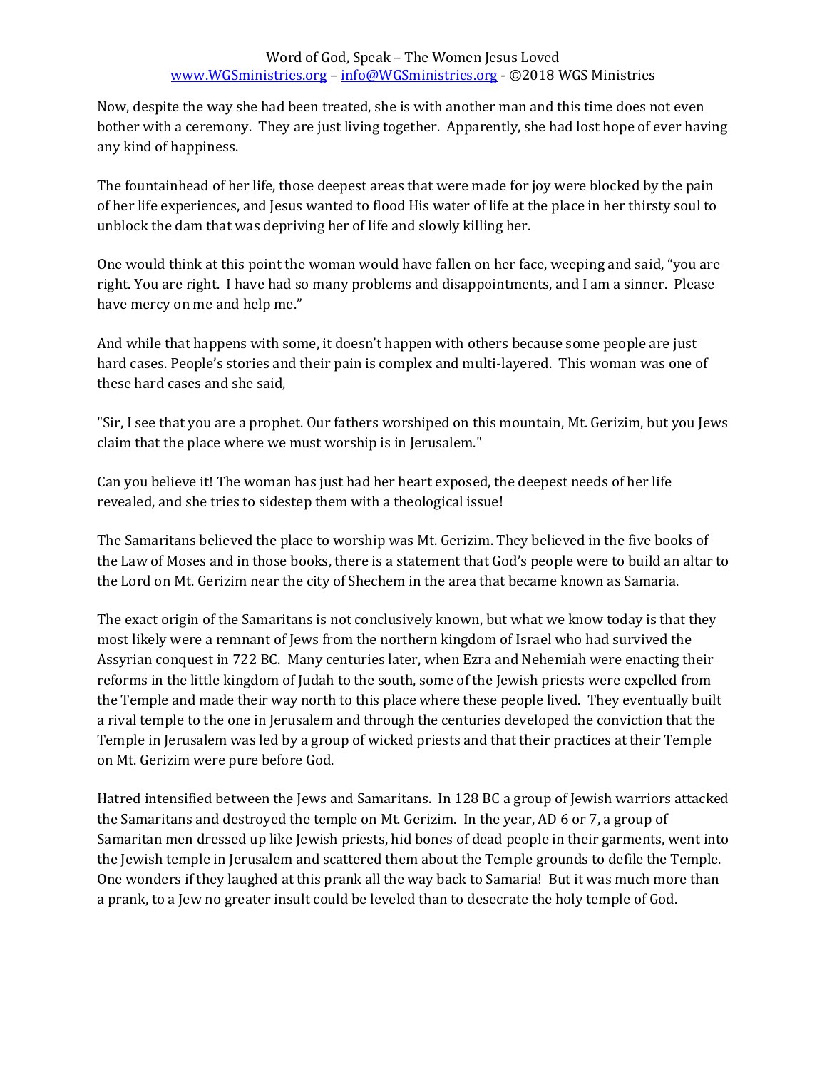Now, despite the way she had been treated, she is with another man and this time does not even bother with a ceremony. They are just living together. Apparently, she had lost hope of ever having any kind of happiness.

The fountainhead of her life, those deepest areas that were made for joy were blocked by the pain of her life experiences, and Jesus wanted to flood His water of life at the place in her thirsty soul to unblock the dam that was depriving her of life and slowly killing her.

One would think at this point the woman would have fallen on her face, weeping and said, "you are right. You are right. I have had so many problems and disappointments, and I am a sinner. Please have mercy on me and help me."

And while that happens with some, it doesn't happen with others because some people are just hard cases. People's stories and their pain is complex and multi-layered. This woman was one of these hard cases and she said,

"Sir, I see that you are a prophet. Our fathers worshiped on this mountain, Mt. Gerizim, but you Jews claim that the place where we must worship is in Jerusalem."

Can you believe it! The woman has just had her heart exposed, the deepest needs of her life revealed, and she tries to sidestep them with a theological issue!

The Samaritans believed the place to worship was Mt. Gerizim. They believed in the five books of the Law of Moses and in those books, there is a statement that God's people were to build an altar to the Lord on Mt. Gerizim near the city of Shechem in the area that became known as Samaria.

The exact origin of the Samaritans is not conclusively known, but what we know today is that they most likely were a remnant of Jews from the northern kingdom of Israel who had survived the Assyrian conquest in 722 BC. Many centuries later, when Ezra and Nehemiah were enacting their reforms in the little kingdom of Judah to the south, some of the Jewish priests were expelled from the Temple and made their way north to this place where these people lived. They eventually built a rival temple to the one in Jerusalem and through the centuries developed the conviction that the Temple in Jerusalem was led by a group of wicked priests and that their practices at their Temple on Mt. Gerizim were pure before God.

Hatred intensified between the Jews and Samaritans. In 128 BC a group of Jewish warriors attacked the Samaritans and destroyed the temple on Mt. Gerizim. In the year, AD 6 or 7, a group of Samaritan men dressed up like Jewish priests, hid bones of dead people in their garments, went into the Jewish temple in Jerusalem and scattered them about the Temple grounds to defile the Temple. One wonders if they laughed at this prank all the way back to Samaria! But it was much more than a prank, to a Jew no greater insult could be leveled than to desecrate the holy temple of God.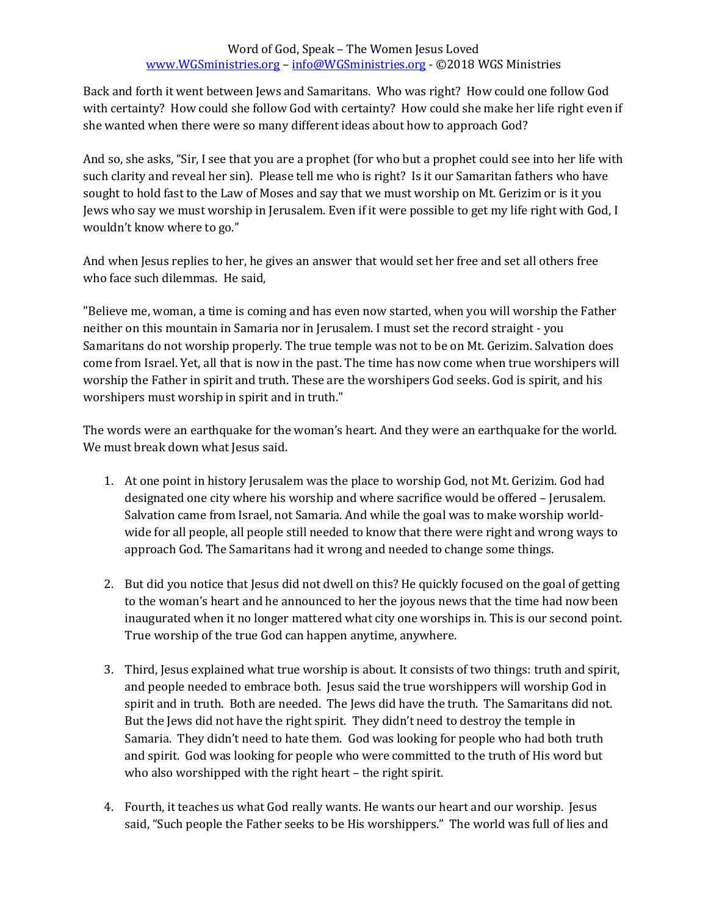Back and forth it went between Jews and Samaritans. Who was right? How could one follow God with certainty? How could she follow God with certainty? How could she make her life right even if she wanted when there were so many different ideas about how to approach God?

And so, she asks, "Sir, I see that you are a prophet (for who but a prophet could see into her life with such clarity and reveal her sin). Please tell me who is right? Is it our Samaritan fathers who have sought to hold fast to the Law of Moses and say that we must worship on Mt. Gerizim or is it you Jews who say we must worship in Jerusalem. Even if it were possible to get my life right with God, I wouldn't know where to go."

And when Jesus replies to her, he gives an answer that would set her free and set all others free who face such dilemmas. He said,

"Believe me, woman, a time is coming and has even now started, when you will worship the Father neither on this mountain in Samaria nor in Jerusalem. I must set the record straight - you Samaritans do not worship properly. The true temple was not to be on Mt. Gerizim. Salvation does come from Israel. Yet, all that is now in the past. The time has now come when true worshipers will worship the Father in spirit and truth. These are the worshipers God seeks. God is spirit, and his worshipers must worship in spirit and in truth."

The words were an earthquake for the woman's heart. And they were an earthquake for the world. We must break down what Jesus said.

1. At one point in history Jerusalem was the place to worship God, not Mt. Gerizim. God had designated one city where his worship and where sacrifice would be offered – Jerusalem. Salvation came from Israel, not Samaria. And while the goal was to make worship world-wide for all people, all people still needed to know that there were right and wrong ways to approach God. The Samaritans had it wrong and needed to change some things.

2. But did you notice that Jesus did not dwell on this? He quickly focused on the goal of getting to the woman's heart and he announced to her the joyous news that the time had now been inaugurated when it no longer mattered what city one worships in. This is our second point. True worship of the true God can happen anytime, anywhere.

3. Third, Jesus explained what true worship is about. It consists of two things: truth and spirit, and people needed to embrace both. Jesus said the true worshippers will worship God in spirit and in truth. Both are needed. The Jews did have the truth. The Samaritans did not. But the Jews did not have the right spirit. They didn't need to destroy the temple in Samaria. They didn't need to hate them. God was looking for people who had both truth and spirit. God was looking for people who were committed to the truth of His word but who also worshipped with the right heart – the right spirit.

4. Fourth, it teaches us what God really wants. He wants our heart and our worship. Jesus said, "Such people the Father seeks to be His worshippers." The world was full of lies and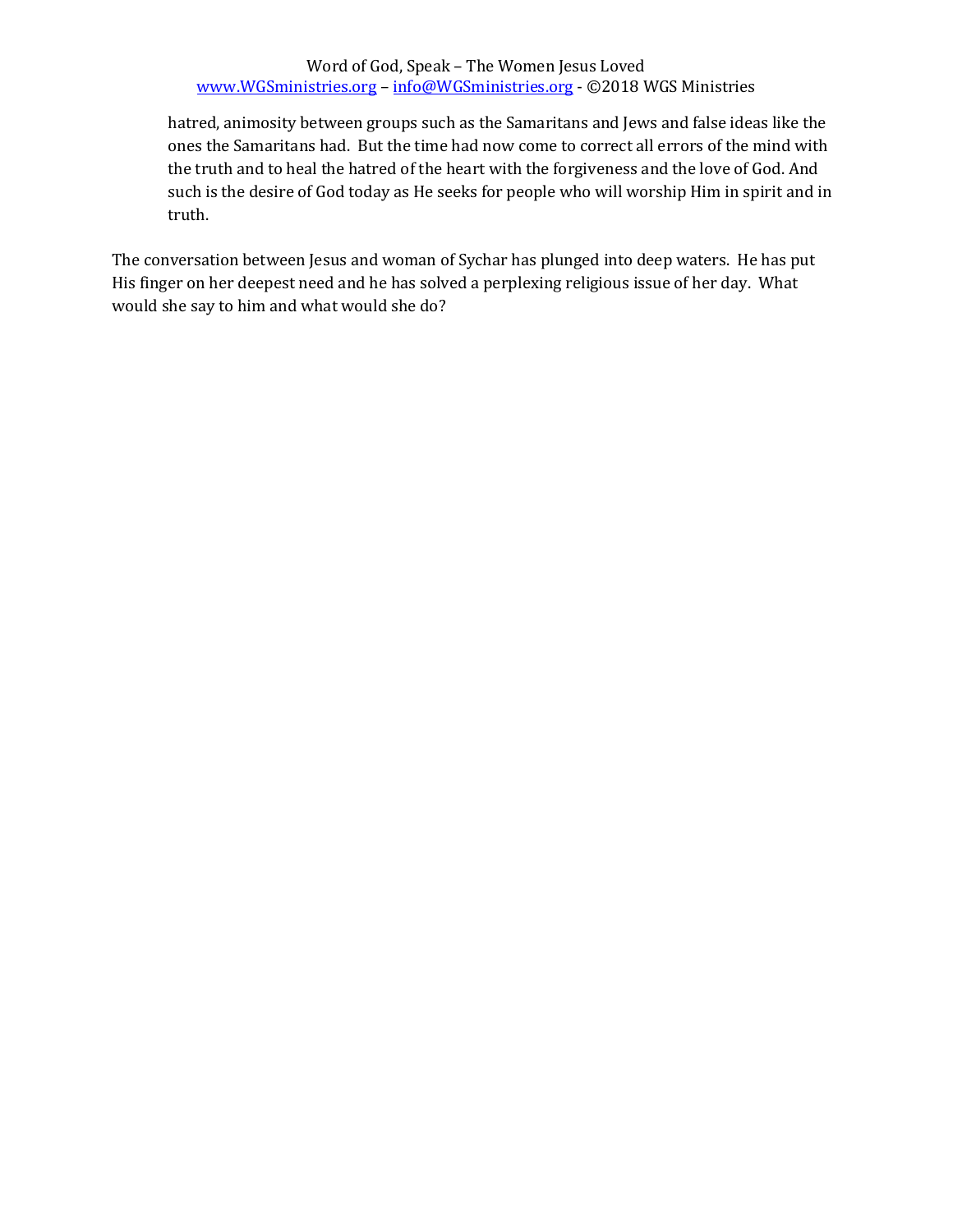> hatred, animosity between groups such as the Samaritans and Jews and false ideas like the ones the Samaritans had. But the time had now come to correct all errors of the mind with the truth and to heal the hatred of the heart with the forgiveness and the love of God. And such is the desire of God today as He seeks for people who will worship Him in spirit and in truth.

The conversation between Jesus and woman of Sychar has plunged into deep waters. He has put His finger on her deepest need and he has solved a perplexing religious issue of her day. What would she say to him and what would she do?